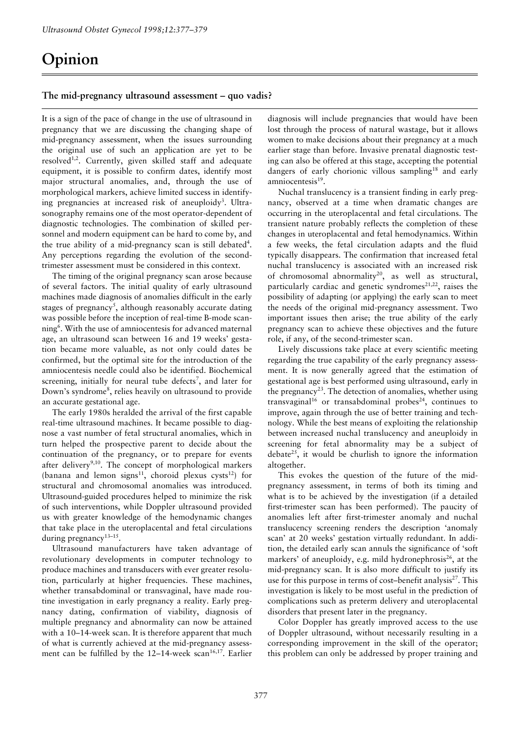# Opinion

## The mid-pregnancy ultrasound assessment – quo vadis?

It is a sign of the pace of change in the use of ultrasound in pregnancy that we are discussing the changing shape of mid-pregnancy assessment, when the issues surrounding the original use of such an application are yet to be resolved[1,2]. Currently, given skilled staff and adequate equipment, it is possible to confirm dates, identify most major structural anomalies, and, through the use of morphological markers, achieve limited success in identifying pregnancies at increased risk of aneuploidy[3]. Ultrasonography remains one of the most operator-dependent of diagnostic technologies. The combination of skilled personnel and modern equipment can be hard to come by, and the true ability of a mid-pregnancy scan is still debated[4]. Any perceptions regarding the evolution of the second-trimester assessment must be considered in this context.

The timing of the original pregnancy scan arose because of several factors. The initial quality of early ultrasound machines made diagnosis of anomalies difficult in the early stages of pregnancy[5], although reasonably accurate dating was possible before the inception of real-time B-mode scanning[6]. With the use of amniocentesis for advanced maternal age, an ultrasound scan between 16 and 19 weeks' gestation became more valuable, as not only could dates be confirmed, but the optimal site for the introduction of the amniocentesis needle could also be identified. Biochemical screening, initially for neural tube defects[7], and later for Down's syndrome[8], relies heavily on ultrasound to provide an accurate gestational age.

The early 1980s heralded the arrival of the first capable real-time ultrasound machines. It became possible to diagnose a vast number of fetal structural anomalies, which in turn helped the prospective parent to decide about the continuation of the pregnancy, or to prepare for events after delivery[9,10]. The concept of morphological markers (banana and lemon signs[11], choroid plexus cysts[12]) for structural and chromosomal anomalies was introduced. Ultrasound-guided procedures helped to minimize the risk of such interventions, while Doppler ultrasound provided us with greater knowledge of the hemodynamic changes that take place in the uteroplacental and fetal circulations during pregnancy[13–15].

Ultrasound manufacturers have taken advantage of revolutionary developments in computer technology to produce machines and transducers with ever greater resolution, particularly at higher frequencies. These machines, whether transabdominal or transvaginal, have made routine investigation in early pregnancy a reality. Early pregnancy dating, confirmation of viability, diagnosis of multiple pregnancy and abnormality can now be attained with a 10–14-week scan. It is therefore apparent that much of what is currently achieved at the mid-pregnancy assessment can be fulfilled by the 12–14-week scan[16,17]. Earlier diagnosis will include pregnancies that would have been lost through the process of natural wastage, but it allows women to make decisions about their pregnancy at a much earlier stage than before. Invasive prenatal diagnostic testing can also be offered at this stage, accepting the potential dangers of early chorionic villous sampling[18] and early amniocentesis[19].

Nuchal translucency is a transient finding in early pregnancy, observed at a time when dramatic changes are occurring in the uteroplacental and fetal circulations. The transient nature probably reflects the completion of these changes in uteroplacental and fetal hemodynamics. Within a few weeks, the fetal circulation adapts and the fluid typically disappears. The confirmation that increased fetal nuchal translucency is associated with an increased risk of chromosomal abnormality[20], as well as structural, particularly cardiac and genetic syndromes[21,22], raises the possibility of adapting (or applying) the early scan to meet the needs of the original mid-pregnancy assessment. Two important issues then arise; the true ability of the early pregnancy scan to achieve these objectives and the future role, if any, of the second-trimester scan.

Lively discussions take place at every scientific meeting regarding the true capability of the early pregnancy assessment. It is now generally agreed that the estimation of gestational age is best performed using ultrasound, early in the pregnancy[23]. The detection of anomalies, whether using transvaginal[16] or transabdominal probes[24], continues to improve, again through the use of better training and technology. While the best means of exploiting the relationship between increased nuchal translucency and aneuploidy in screening for fetal abnormality may be a subject of debate[25], it would be churlish to ignore the information altogether.

This evokes the question of the future of the mid-pregnancy assessment, in terms of both its timing and what is to be achieved by the investigation (if a detailed first-trimester scan has been performed). The paucity of anomalies left after first-trimester anomaly and nuchal translucency screening renders the description 'anomaly scan' at 20 weeks' gestation virtually redundant. In addition, the detailed early scan annuls the significance of 'soft markers' of aneuploidy, e.g. mild hydronephrosis[26], at the mid-pregnancy scan. It is also more difficult to justify its use for this purpose in terms of cost–benefit analysis[27]. This investigation is likely to be most useful in the prediction of complications such as preterm delivery and uteroplacental disorders that present later in the pregnancy.

Color Doppler has greatly improved access to the use of Doppler ultrasound, without necessarily resulting in a corresponding improvement in the skill of the operator; this problem can only be addressed by proper training and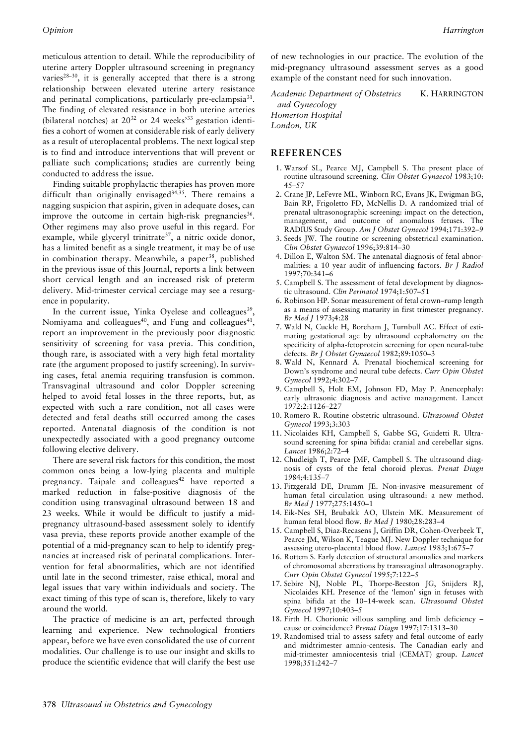meticulous attention to detail. While the reproducibility of uterine artery Doppler ultrasound screening in pregnancy varies[28–30], it is generally accepted that there is a strong relationship between elevated uterine artery resistance and perinatal complications, particularly pre-eclampsia[31]. The finding of elevated resistance in both uterine arteries (bilateral notches) at 20[32] or 24 weeks'[33] gestation identifies a cohort of women at considerable risk of early delivery as a result of uteroplacental problems. The next logical step is to find and introduce interventions that will prevent or palliate such complications; studies are currently being conducted to address the issue.

Finding suitable prophylactic therapies has proven more difficult than originally envisaged[34,35]. There remains a nagging suspicion that aspirin, given in adequate doses, can improve the outcome in certain high-risk pregnancies[36]. Other regimens may also prove useful in this regard. For example, while glyceryl trinitrate[37], a nitric oxide donor, has a limited benefit as a single treatment, it may be of use in combination therapy. Meanwhile, a paper[38], published in the previous issue of this Journal, reports a link between short cervical length and an increased risk of preterm delivery. Mid-trimester cervical cerciage may see a resurgence in popularity.

In the current issue, Yinka Oyelese and colleagues[39], Nomiyama and colleagues[40], and Fung and colleagues[41], report an improvement in the previously poor diagnostic sensitivity of screening for vasa previa. This condition, though rare, is associated with a very high fetal mortality rate (the argument proposed to justify screening). In surviving cases, fetal anemia requiring transfusion is common. Transvaginal ultrasound and color Doppler screening helped to avoid fetal losses in the three reports, but, as expected with such a rare condition, not all cases were detected and fetal deaths still occurred among the cases reported. Antenatal diagnosis of the condition is not unexpectedly associated with a good pregnancy outcome following elective delivery.

There are several risk factors for this condition, the most common ones being a low-lying placenta and multiple pregnancy. Taipale and colleagues[42] have reported a marked reduction in false-positive diagnosis of the condition using transvaginal ultrasound between 18 and 23 weeks. While it would be difficult to justify a mid-pregnancy ultrasound-based assessment solely to identify vasa previa, these reports provide another example of the potential of a mid-pregnancy scan to help to identify pregnancies at increased risk of perinatal complications. Intervention for fetal abnormalities, which are not identified until late in the second trimester, raise ethical, moral and legal issues that vary within individuals and society. The exact timing of this type of scan is, therefore, likely to vary around the world.

The practice of medicine is an art, perfected through learning and experience. New technological frontiers appear, before we have even consolidated the use of current modalities. Our challenge is to use our insight and skills to produce the scientific evidence that will clarify the best use of new technologies in our practice. The evolution of the mid-pregnancy ultrasound assessment serves as a good example of the constant need for such innovation.

*Academic Department of Obstetrics and Gynecology*
*Homerton Hospital*
*London, UK*

K. HARRINGTON

## REFERENCES

1. Warsof SL, Pearce MJ, Campbell S. The present place of routine ultrasound screening. *Clin Obstet Gynaecol* 1983;10: 45–57
2. Crane JP, LeFevre ML, Winborn RC, Evans JK, Ewigman BG, Bain RP, Frigoletto FD, McNellis D. A randomized trial of prenatal ultrasonographic screening: impact on the detection, management, and outcome of anomalous fetuses. The RADIUS Study Group. *Am J Obstet Gynecol* 1994;171:392–9
3. Seeds JW. The routine or screening obstetrical examination. *Clin Obstet Gynaecol* 1996;39:814–30
4. Dillon E, Walton SM. The antenatal diagnosis of fetal abnormalities: a 10 year audit of influencing factors. *Br J Radiol* 1997;70:341–6
5. Campbell S. The assessment of fetal development by diagnostic ultrasound. *Clin Perinatol* 1974;1:507–51
6. Robinson HP. Sonar measurement of fetal crown–rump length as a means of assessing maturity in first trimester pregnancy. *Br Med J* 1973;4:28
7. Wald N, Cuckle H, Boreham J, Turnbull AC. Effect of estimating gestational age by ultrasound cephalometry on the specificity of alpha-fetoprotein screening for open neural-tube defects. *Br J Obstet Gynaecol* 1982;89:1050–3
8. Wald N, Kennard A. Prenatal biochemical screening for Down's syndrome and neural tube defects. *Curr Opin Obstet Gynecol* 1992;4:302–7
9. Campbell S, Holt EM, Johnson FD, May P. Anencephaly: early ultrasonic diagnosis and active management. Lancet 1972;2:1126–227
10. Romero R. Routine obstetric ultrasound. *Ultrasound Obstet Gynecol* 1993;3:303
11. Nicolaides KH, Campbell S, Gabbe SG, Guidetti R. Ultrasound screening for spina bifida: cranial and cerebellar signs. *Lancet* 1986;2:72–4
12. Chudleigh T, Pearce JMF, Campbell S. The ultrasound diagnosis of cysts of the fetal choroid plexus. *Prenat Diagn* 1984;4:135–7
13. Fitzgerald DE, Drumm JE. Non-invasive measurement of human fetal circulation using ultrasound: a new method. *Br Med J* 1977;275:1450–1
14. Eik-Nes SH, Brubakk AO, Ulstein MK. Measurement of human fetal blood flow. *Br Med J* 1980;28:283–4
15. Campbell S, Diaz-Recasens J, Griffin DR, Cohen-Overbeek T, Pearce JM, Wilson K, Teague MJ. New Doppler technique for assessing utero-placental blood flow. *Lancet* 1983;1:675–7
16. Rottem S. Early detection of structural anomalies and markers of chromosomal aberrations by transvaginal ultrasonography. *Curr Opin Obstet Gynecol* 1995;7:122–5
17. Sebire NJ, Noble PL, Thorpe-Beeston JG, Snijders RJ, Nicolaides KH. Presence of the 'lemon' sign in fetuses with spina bifida at the 10–14-week scan. *Ultrasound Obstet Gynecol* 1997;10:403–5
18. Firth H. Chorionic villous sampling and limb deficiency – cause or coincidence? *Prenat Diagn* 1997;17:1313–30
19. Randomised trial to assess safety and fetal outcome of early and midtrimester amnio-centesis. The Canadian early and mid-trimester amniocentesis trial (CEMAT) group. *Lancet* 1998;351:242–7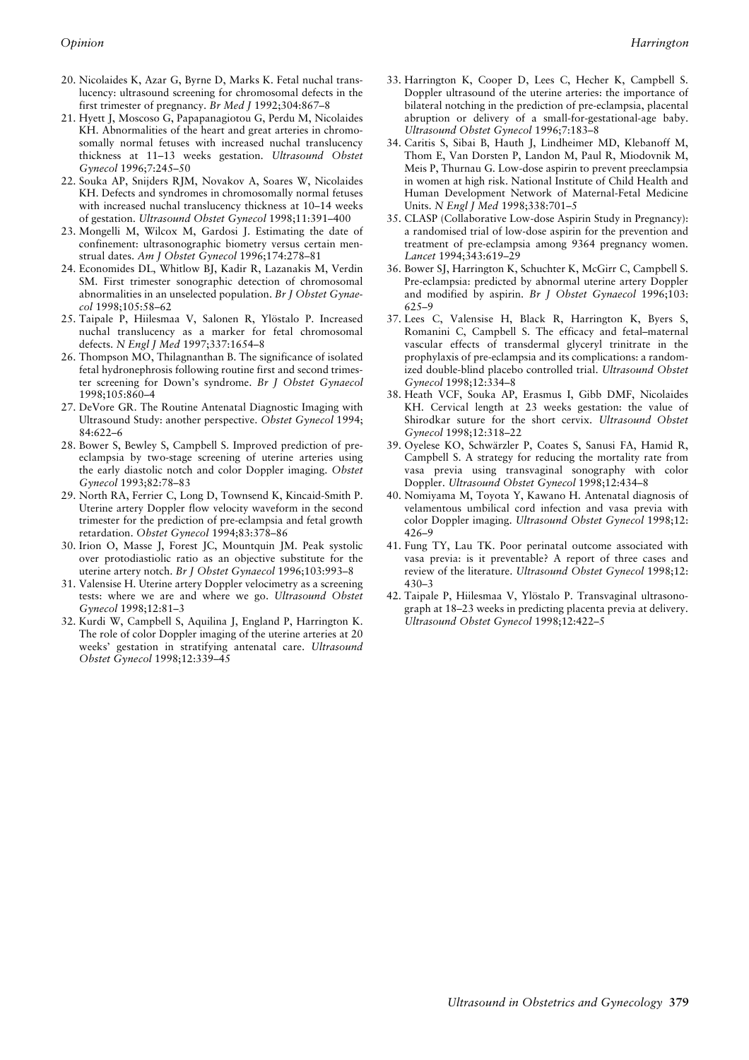20. Nicolaides K, Azar G, Byrne D, Marks K. Fetal nuchal translucency: ultrasound screening for chromosomal defects in the first trimester of pregnancy. *Br Med J* 1992;304:867–8
21. Hyett J, Moscoso G, Papapanagiotou G, Perdu M, Nicolaides KH. Abnormalities of the heart and great arteries in chromosomally normal fetuses with increased nuchal translucency thickness at 11–13 weeks gestation. *Ultrasound Obstet Gynecol* 1996;7:245–50
22. Souka AP, Snijders RJM, Novakov A, Soares W, Nicolaides KH. Defects and syndromes in chromosomally normal fetuses with increased nuchal translucency thickness at 10–14 weeks of gestation. *Ultrasound Obstet Gynecol* 1998;11:391–400
23. Mongelli M, Wilcox M, Gardosi J. Estimating the date of confinement: ultrasonographic biometry versus certain menstrual dates. *Am J Obstet Gynecol* 1996;174:278–81
24. Economides DL, Whitlow BJ, Kadir R, Lazanakis M, Verdin SM. First trimester sonographic detection of chromosomal abnormalities in an unselected population. *Br J Obstet Gynaecol* 1998;105:58–62
25. Taipale P, Hiilesmaa V, Salonen R, Ylöstalo P. Increased nuchal translucency as a marker for fetal chromosomal defects. *N Engl J Med* 1997;337:1654–8
26. Thompson MO, Thilagnanthan B. The significance of isolated fetal hydronephrosis following routine first and second trimester screening for Down's syndrome. *Br J Obstet Gynaecol* 1998;105:860–4
27. DeVore GR. The Routine Antenatal Diagnostic Imaging with Ultrasound Study: another perspective. *Obstet Gynecol* 1994; 84:622–6
28. Bower S, Bewley S, Campbell S. Improved prediction of pre-eclampsia by two-stage screening of uterine arteries using the early diastolic notch and color Doppler imaging. *Obstet Gynecol* 1993;82:78–83
29. North RA, Ferrier C, Long D, Townsend K, Kincaid-Smith P. Uterine artery Doppler flow velocity waveform in the second trimester for the prediction of pre-eclampsia and fetal growth retardation. *Obstet Gynecol* 1994;83:378–86
30. Irion O, Masse J, Forest JC, Mountquin JM. Peak systolic over protodiastiolic ratio as an objective substitute for the uterine artery notch. *Br J Obstet Gynaecol* 1996;103:993–8
31. Valensise H. Uterine artery Doppler velocimetry as a screening tests: where we are and where we go. *Ultrasound Obstet Gynecol* 1998;12:81–3
32. Kurdi W, Campbell S, Aquilina J, England P, Harrington K. The role of color Doppler imaging of the uterine arteries at 20 weeks' gestation in stratifying antenatal care. *Ultrasound Obstet Gynecol* 1998;12:339–45
33. Harrington K, Cooper D, Lees C, Hecher K, Campbell S. Doppler ultrasound of the uterine arteries: the importance of bilateral notching in the prediction of pre-eclampsia, placental abruption or delivery of a small-for-gestational-age baby. *Ultrasound Obstet Gynecol* 1996;7:183–8
34. Caritis S, Sibai B, Hauth J, Lindheimer MD, Klebanoff M, Thom E, Van Dorsten P, Landon M, Paul R, Miodovnik M, Meis P, Thurnau G. Low-dose aspirin to prevent preeclampsia in women at high risk. National Institute of Child Health and Human Development Network of Maternal-Fetal Medicine Units. *N Engl J Med* 1998;338:701–5
35. CLASP (Collaborative Low-dose Aspirin Study in Pregnancy): a randomised trial of low-dose aspirin for the prevention and treatment of pre-eclampsia among 9364 pregnancy women. *Lancet* 1994;343:619–29
36. Bower SJ, Harrington K, Schuchter K, McGirr C, Campbell S. Pre-eclampsia: predicted by abnormal uterine artery Doppler and modified by aspirin. *Br J Obstet Gynaecol* 1996;103: 625–9
37. Lees C, Valensise H, Black R, Harrington K, Byers S, Romanini C, Campbell S. The efficacy and fetal–maternal vascular effects of transdermal glyceryl trinitrate in the prophylaxis of pre-eclampsia and its complications: a randomized double-blind placebo controlled trial. *Ultrasound Obstet Gynecol* 1998;12:334–8
38. Heath VCF, Souka AP, Erasmus I, Gibb DMF, Nicolaides KH. Cervical length at 23 weeks gestation: the value of Shirodkar suture for the short cervix. *Ultrasound Obstet Gynecol* 1998;12:318–22
39. Oyelese KO, Schwärzler P, Coates S, Sanusi FA, Hamid R, Campbell S. A strategy for reducing the mortality rate from vasa previa using transvaginal sonography with color Doppler. *Ultrasound Obstet Gynecol* 1998;12:434–8
40. Nomiyama M, Toyota Y, Kawano H. Antenatal diagnosis of velamentous umbilical cord infection and vasa previa with color Doppler imaging. *Ultrasound Obstet Gynecol* 1998;12: 426–9
41. Fung TY, Lau TK. Poor perinatal outcome associated with vasa previa: is it preventable? A report of three cases and review of the literature. *Ultrasound Obstet Gynecol* 1998;12: 430–3
42. Taipale P, Hiilesmaa V, Ylöstalo P. Transvaginal ultrasonograph at 18–23 weeks in predicting placenta previa at delivery. *Ultrasound Obstet Gynecol* 1998;12:422–5